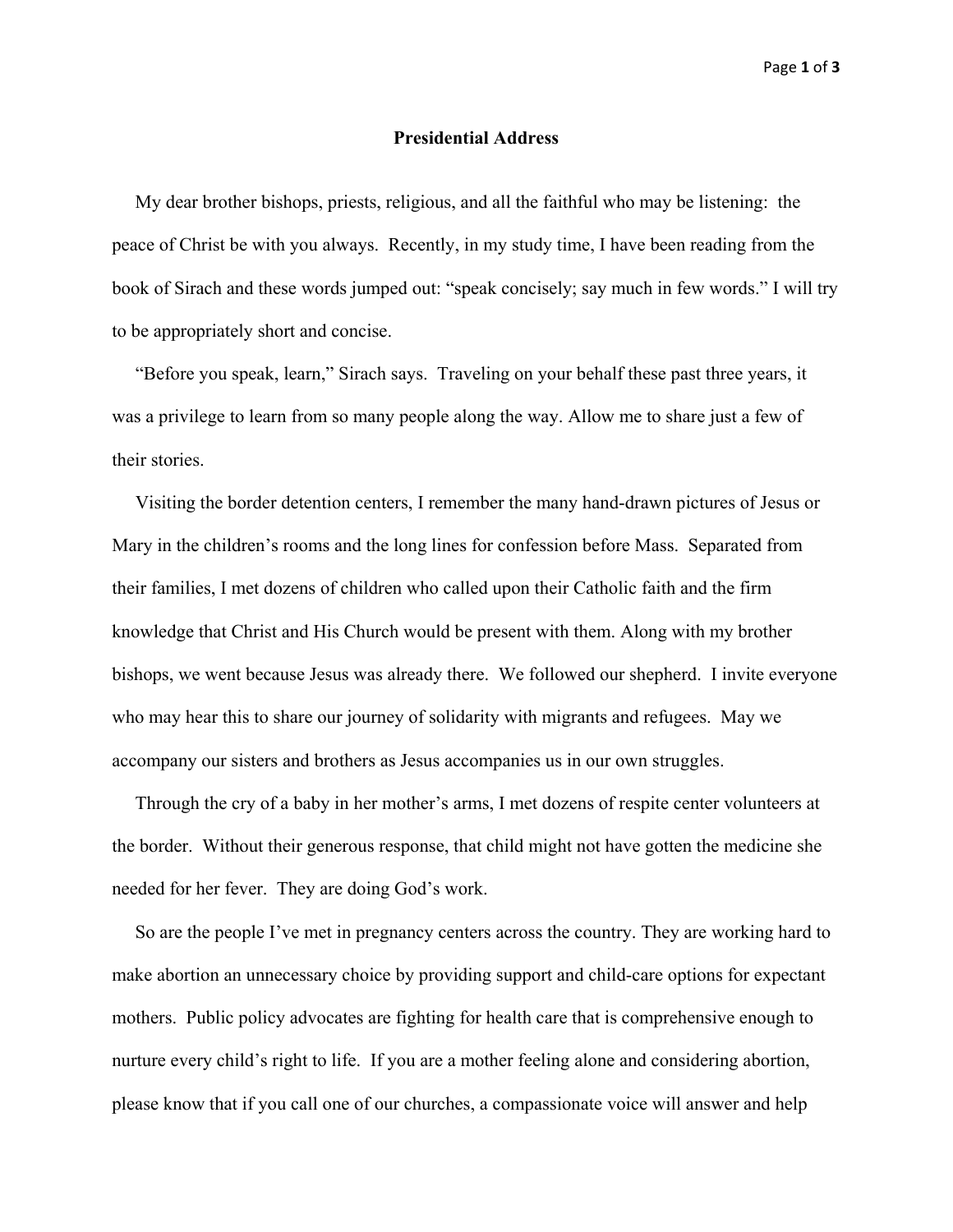# Presidential Address

My dear brother bishops, priests, religious, and all the faithful who may be listening: the peace of Christ be with you always. Recently, in my study time, I have been reading from the book of Sirach and these words jumped out: "speak concisely; say much in few words." I will try to be appropriately short and concise.

"Before you speak, learn," Sirach says. Traveling on your behalf these past three years, it was a privilege to learn from so many people along the way. Allow me to share just a few of their stories.

Visiting the border detention centers, I remember the many hand-drawn pictures of Jesus or Mary in the children's rooms and the long lines for confession before Mass. Separated from their families, I met dozens of children who called upon their Catholic faith and the firm knowledge that Christ and His Church would be present with them. Along with my brother bishops, we went because Jesus was already there. We followed our shepherd. I invite everyone who may hear this to share our journey of solidarity with migrants and refugees. May we accompany our sisters and brothers as Jesus accompanies us in our own struggles.

Through the cry of a baby in her mother's arms, I met dozens of respite center volunteers at the border. Without their generous response, that child might not have gotten the medicine she needed for her fever. They are doing God's work.

So are the people I've met in pregnancy centers across the country. They are working hard to make abortion an unnecessary choice by providing support and child-care options for expectant mothers. Public policy advocates are fighting for health care that is comprehensive enough to nurture every child's right to life. If you are a mother feeling alone and considering abortion, please know that if you call one of our churches, a compassionate voice will answer and help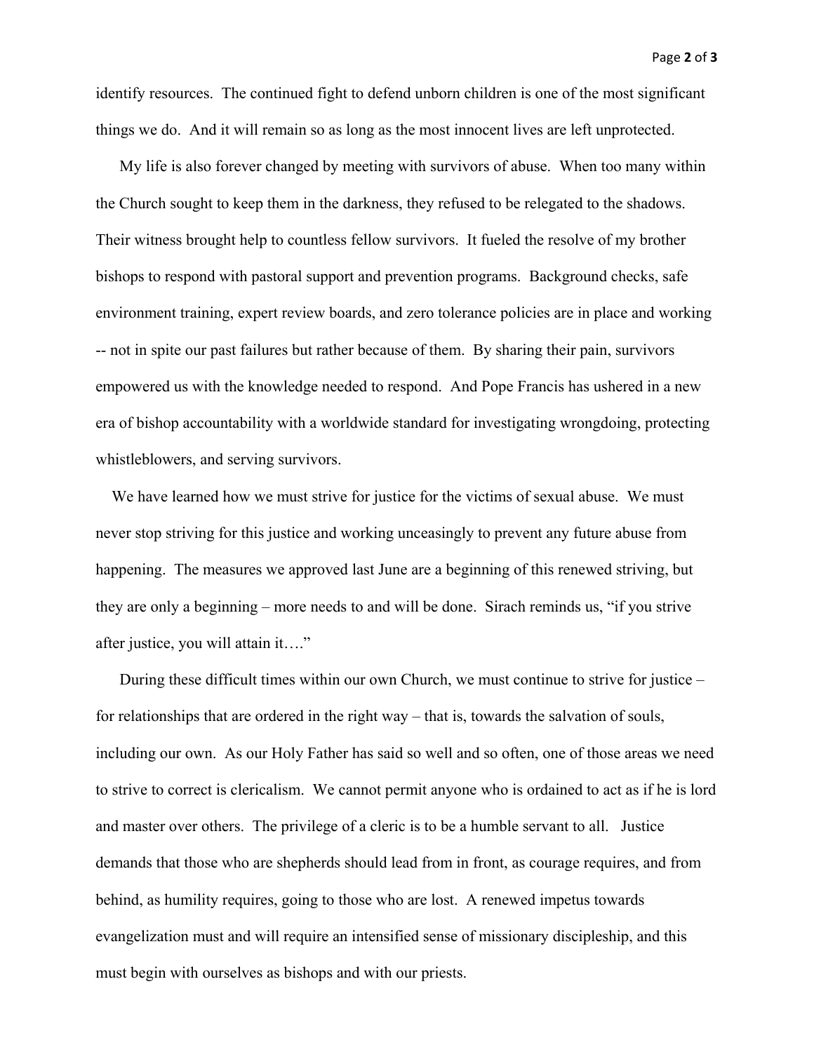identify resources. The continued fight to defend unborn children is one of the most significant things we do. And it will remain so as long as the most innocent lives are left unprotected.

My life is also forever changed by meeting with survivors of abuse. When too many within the Church sought to keep them in the darkness, they refused to be relegated to the shadows. Their witness brought help to countless fellow survivors. It fueled the resolve of my brother bishops to respond with pastoral support and prevention programs. Background checks, safe environment training, expert review boards, and zero tolerance policies are in place and working -- not in spite our past failures but rather because of them. By sharing their pain, survivors empowered us with the knowledge needed to respond. And Pope Francis has ushered in a new era of bishop accountability with a worldwide standard for investigating wrongdoing, protecting whistleblowers, and serving survivors.

We have learned how we must strive for justice for the victims of sexual abuse. We must never stop striving for this justice and working unceasingly to prevent any future abuse from happening. The measures we approved last June are a beginning of this renewed striving, but they are only a beginning – more needs to and will be done. Sirach reminds us, "if you strive after justice, you will attain it…."

During these difficult times within our own Church, we must continue to strive for justice – for relationships that are ordered in the right way – that is, towards the salvation of souls, including our own. As our Holy Father has said so well and so often, one of those areas we need to strive to correct is clericalism. We cannot permit anyone who is ordained to act as if he is lord and master over others. The privilege of a cleric is to be a humble servant to all. Justice demands that those who are shepherds should lead from in front, as courage requires, and from behind, as humility requires, going to those who are lost. A renewed impetus towards evangelization must and will require an intensified sense of missionary discipleship, and this must begin with ourselves as bishops and with our priests.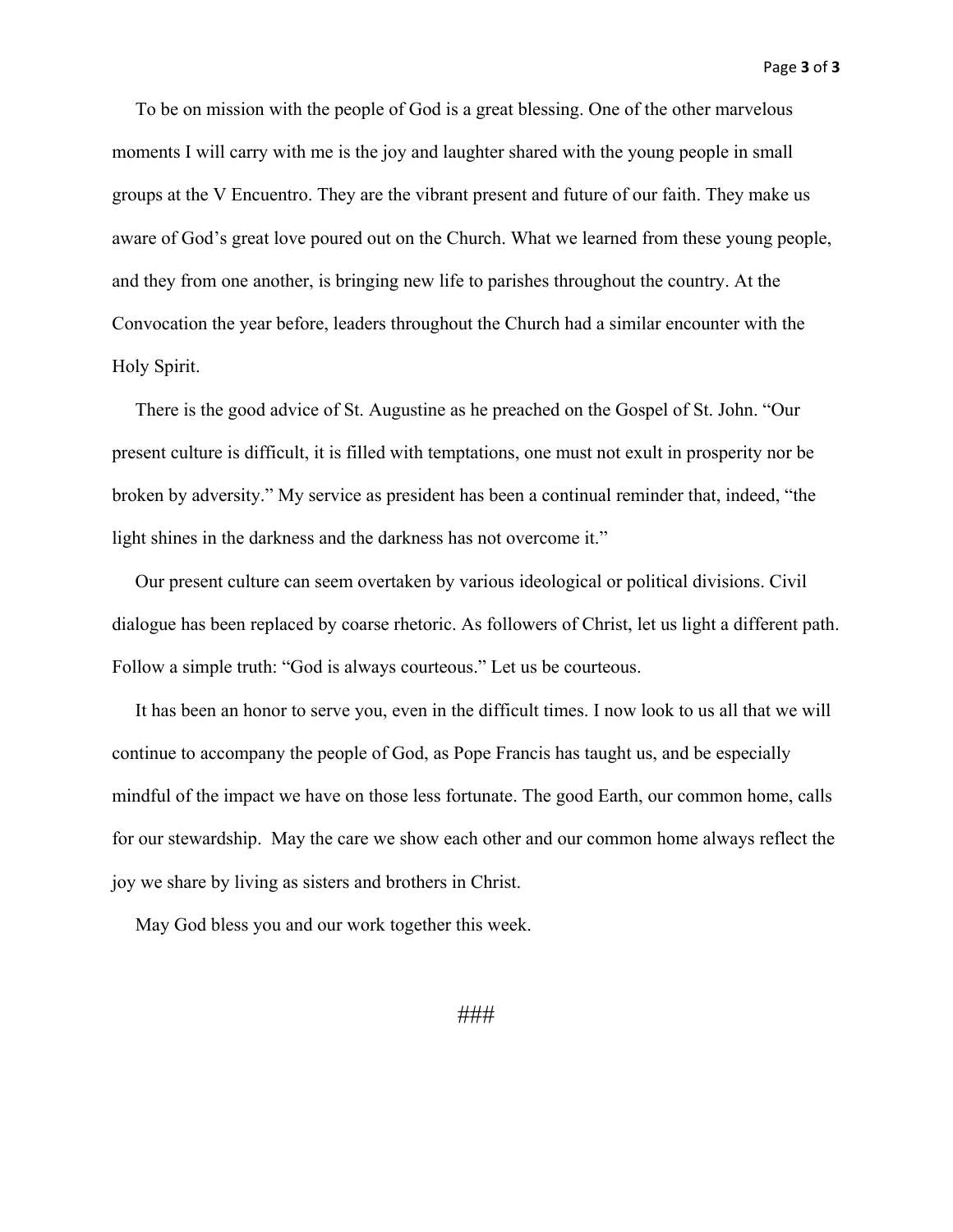To be on mission with the people of God is a great blessing. One of the other marvelous moments I will carry with me is the joy and laughter shared with the young people in small groups at the V Encuentro. They are the vibrant present and future of our faith. They make us aware of God's great love poured out on the Church. What we learned from these young people, and they from one another, is bringing new life to parishes throughout the country. At the Convocation the year before, leaders throughout the Church had a similar encounter with the Holy Spirit.

There is the good advice of St. Augustine as he preached on the Gospel of St. John. "Our present culture is difficult, it is filled with temptations, one must not exult in prosperity nor be broken by adversity." My service as president has been a continual reminder that, indeed, "the light shines in the darkness and the darkness has not overcome it."

Our present culture can seem overtaken by various ideological or political divisions. Civil dialogue has been replaced by coarse rhetoric. As followers of Christ, let us light a different path. Follow a simple truth: "God is always courteous." Let us be courteous.

It has been an honor to serve you, even in the difficult times. I now look to us all that we will continue to accompany the people of God, as Pope Francis has taught us, and be especially mindful of the impact we have on those less fortunate. The good Earth, our common home, calls for our stewardship. May the care we show each other and our common home always reflect the joy we share by living as sisters and brothers in Christ.

May God bless you and our work together this week.

###